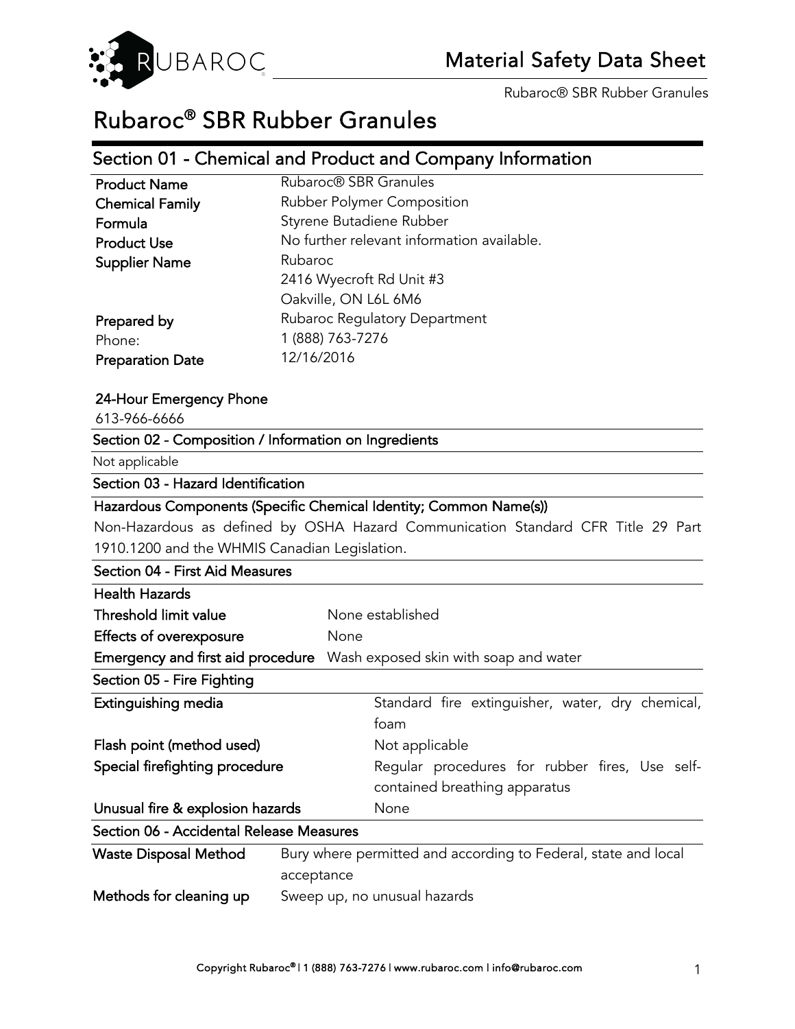# Material Safety Data Sheet

Rubaroc® SBR Rubber Granules

# Rubaroc® SBR Rubber Granules

## Section 01 - Chemical and Product and Company Information

| | |
|---|---|
| **Product Name** | Rubaroc® SBR Granules |
| **Chemical Family** | Rubber Polymer Composition |
| **Formula** | Styrene Butadiene Rubber |
| **Product Use** | No further relevant information available. |
| **Supplier Name** | Rubaroc<br>2416 Wyecroft Rd Unit #3<br>Oakville, ON L6L 6M6 |
| **Prepared by** | Rubaroc Regulatory Department |
| Phone: | 1 (888) 763-7276 |
| **Preparation Date** | 12/16/2016 |

**24-Hour Emergency Phone**

613-966-6666

## Section 02 - Composition / Information on Ingredients

Not applicable

## Section 03 - Hazard Identification

**Hazardous Components (Specific Chemical Identity; Common Name(s))**

Non-Hazardous as defined by OSHA Hazard Communication Standard CFR Title 29 Part 1910.1200 and the WHMIS Canadian Legislation.

## Section 04 - First Aid Measures

**Health Hazards**

| | |
|---|---|
| **Threshold limit value** | None established |
| **Effects of overexposure** | None |
| **Emergency and first aid procedure** | Wash exposed skin with soap and water |

## Section 05 - Fire Fighting

| | |
|---|---|
| **Extinguishing media** | Standard fire extinguisher, water, dry chemical, foam |
| **Flash point (method used)** | Not applicable |
| **Special firefighting procedure** | Regular procedures for rubber fires, Use self-contained breathing apparatus |
| **Unusual fire & explosion hazards** | None |

## Section 06 - Accidental Release Measures

| | |
|---|---|
| **Waste Disposal Method** | Bury where permitted and according to Federal, state and local acceptance |
| **Methods for cleaning up** | Sweep up, no unusual hazards |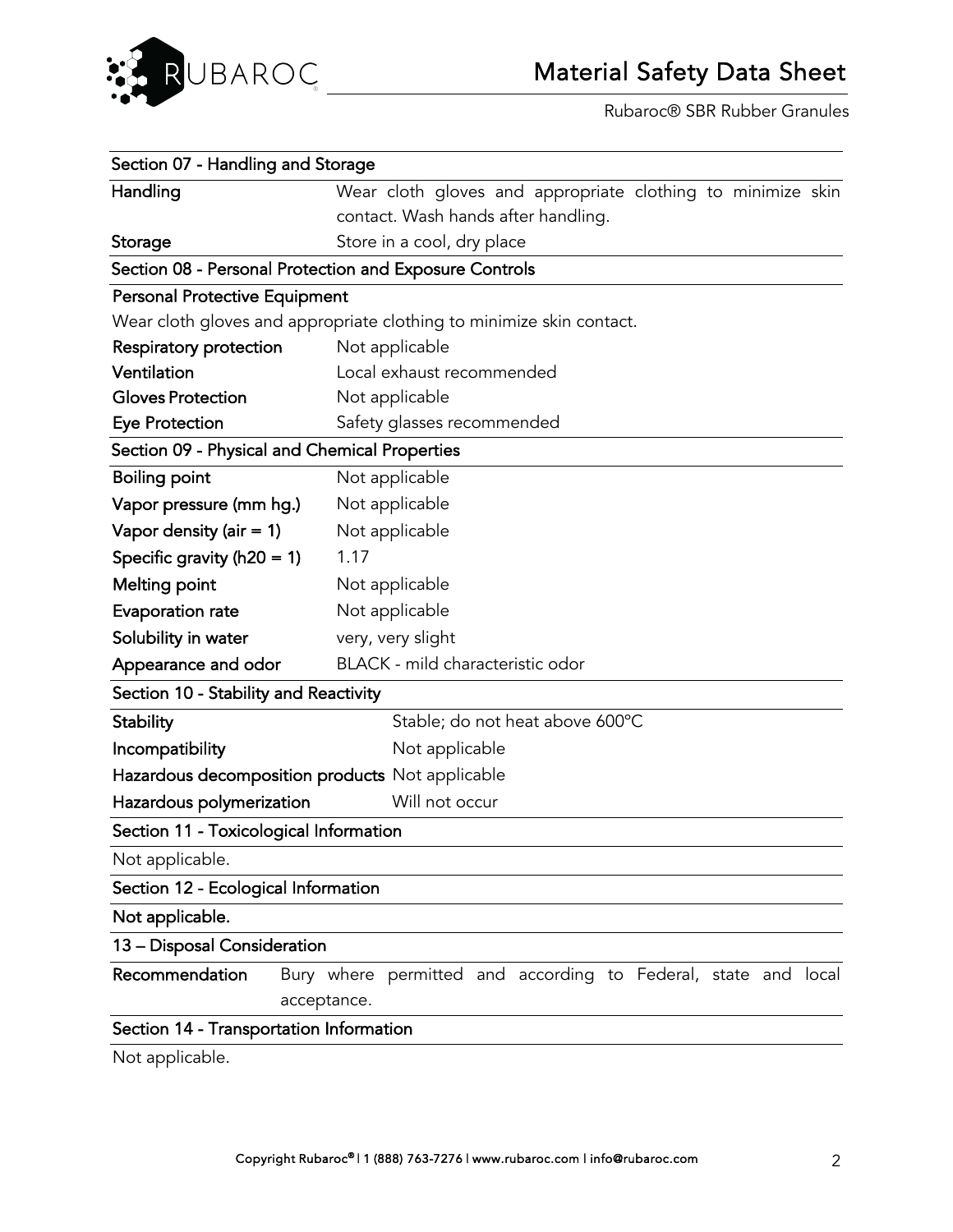## Section 07 - Handling and Storage

| | |
|---|---|
| **Handling** | Wear cloth gloves and appropriate clothing to minimize skin contact. Wash hands after handling. |
| **Storage** | Store in a cool, dry place |

## Section 08 - Personal Protection and Exposure Controls

**Personal Protective Equipment**

Wear cloth gloves and appropriate clothing to minimize skin contact.

| | |
|---|---|
| **Respiratory protection** | Not applicable |
| **Ventilation** | Local exhaust recommended |
| **Gloves Protection** | Not applicable |
| **Eye Protection** | Safety glasses recommended |

## Section 09 - Physical and Chemical Properties

| | |
|---|---|
| **Boiling point** | Not applicable |
| **Vapor pressure (mm hg.)** | Not applicable |
| **Vapor density (air = 1)** | Not applicable |
| **Specific gravity (h20 = 1)** | 1.17 |
| **Melting point** | Not applicable |
| **Evaporation rate** | Not applicable |
| **Solubility in water** | very, very slight |
| **Appearance and odor** | BLACK - mild characteristic odor |

## Section 10 - Stability and Reactivity

| | |
|---|---|
| **Stability** | Stable; do not heat above 600°C |
| **Incompatibility** | Not applicable |
| **Hazardous decomposition products** | Not applicable |
| **Hazardous polymerization** | Will not occur |

## Section 11 - Toxicological Information

Not applicable.

## Section 12 - Ecological Information

**Not applicable.**

## 13 – Disposal Consideration

| | |
|---|---|
| **Recommendation** | Bury where permitted and according to Federal, state and local acceptance. |

## Section 14 - Transportation Information

Not applicable.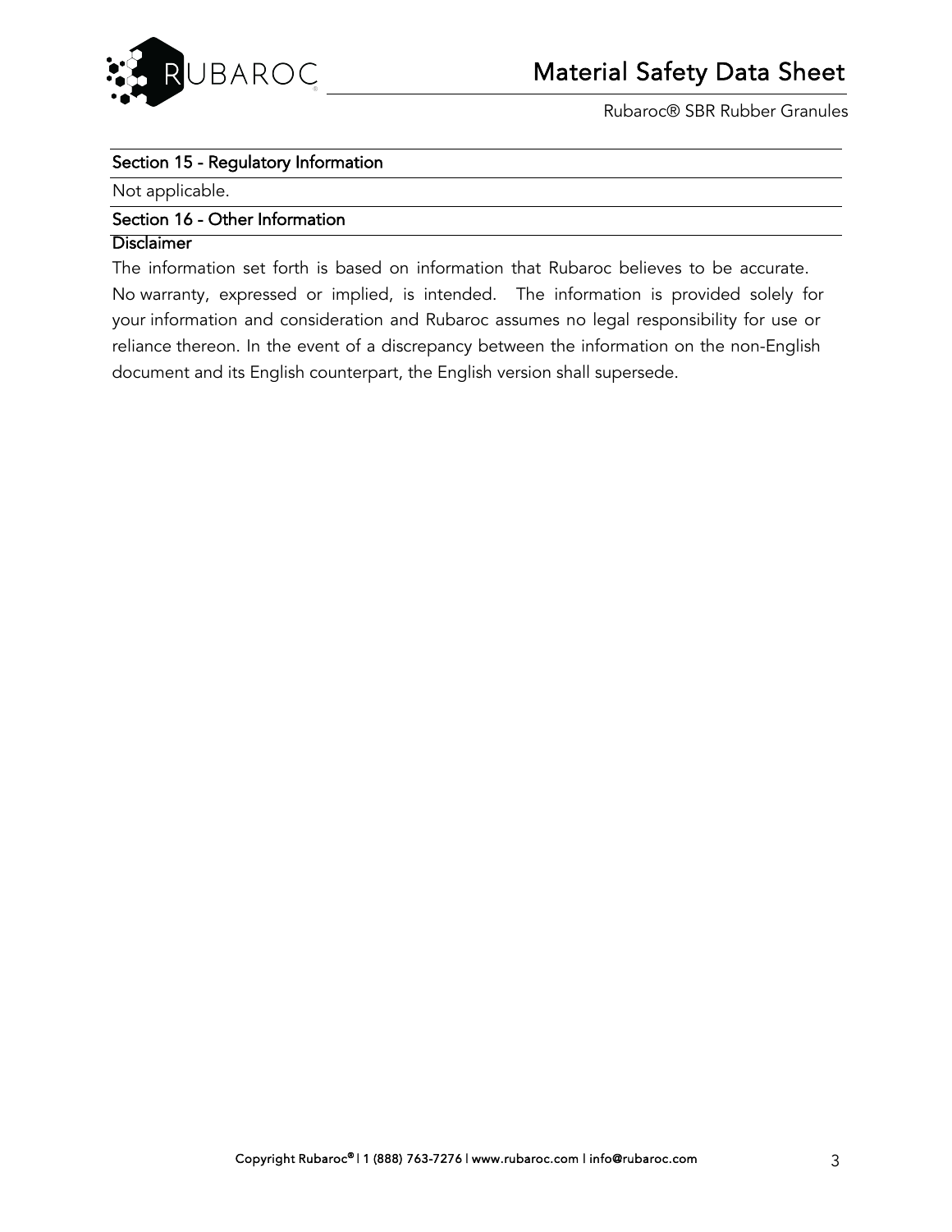## Section 15 - Regulatory Information

Not applicable.

## Section 16 - Other Information

### Disclaimer

The information set forth is based on information that Rubaroc believes to be accurate. No warranty, expressed or implied, is intended. The information is provided solely for your information and consideration and Rubaroc assumes no legal responsibility for use or reliance thereon. In the event of a discrepancy between the information on the non-English document and its English counterpart, the English version shall supersede.